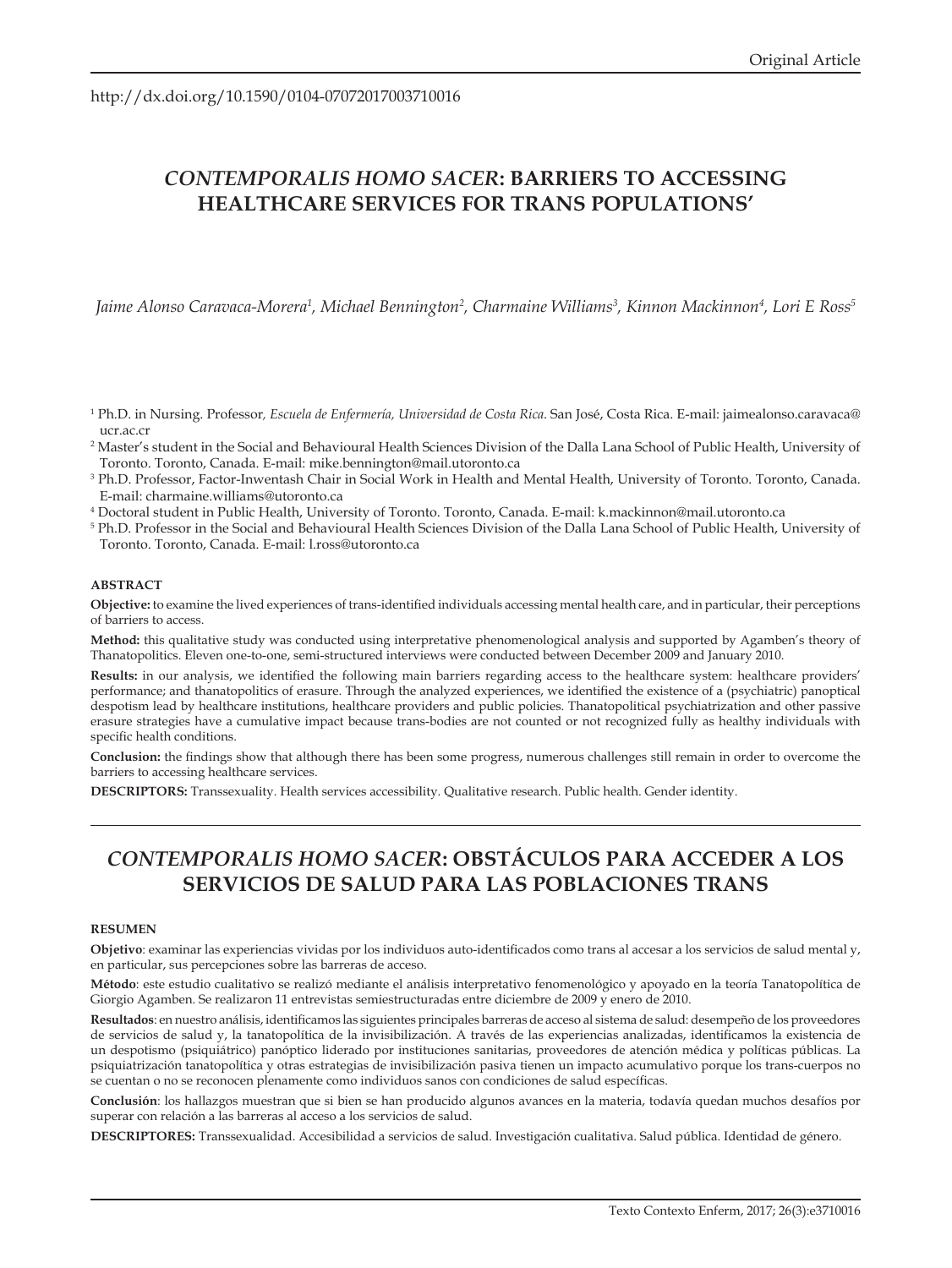http://dx.doi.org/10.1590/0104-07072017003710016

# *CONTEMPORALIS HOMO SACER*: BARRIERS TO ACCESSING HEALTHCARE SERVICES FOR TRANS POPULATIONS'

*Jaime Alonso Caravaca-Morera[1], Michael Bennington[2], Charmaine Williams[3], Kinnon Mackinnon[4], Lori E Ross[5]*

[1] Ph.D. in Nursing. Professor, *Escuela de Enfermería, Universidad de Costa Rica*. San José, Costa Rica. E-mail: jaimealonso.caravaca@ucr.ac.cr

[2] Master's student in the Social and Behavioural Health Sciences Division of the Dalla Lana School of Public Health, University of Toronto. Toronto, Canada. E-mail: mike.bennington@mail.utoronto.ca

[3] Ph.D. Professor, Factor-Inwentash Chair in Social Work in Health and Mental Health, University of Toronto. Toronto, Canada. E-mail: charmaine.williams@utoronto.ca

[4] Doctoral student in Public Health, University of Toronto. Toronto, Canada. E-mail: k.mackinnon@mail.utoronto.ca

[5] Ph.D. Professor in the Social and Behavioural Health Sciences Division of the Dalla Lana School of Public Health, University of Toronto. Toronto, Canada. E-mail: l.ross@utoronto.ca

## ABSTRACT

**Objective:** to examine the lived experiences of trans-identified individuals accessing mental health care, and in particular, their perceptions of barriers to access.

**Method:** this qualitative study was conducted using interpretative phenomenological analysis and supported by Agamben's theory of Thanatopolitics. Eleven one-to-one, semi-structured interviews were conducted between December 2009 and January 2010.

**Results:** in our analysis, we identified the following main barriers regarding access to the healthcare system: healthcare providers' performance; and thanatopolitics of erasure. Through the analyzed experiences, we identified the existence of a (psychiatric) panoptical despotism lead by healthcare institutions, healthcare providers and public policies. Thanatopolitical psychiatrization and other passive erasure strategies have a cumulative impact because trans-bodies are not counted or not recognized fully as healthy individuals with specific health conditions.

**Conclusion:** the findings show that although there has been some progress, numerous challenges still remain in order to overcome the barriers to accessing healthcare services.

**DESCRIPTORS:** Transsexuality. Health services accessibility. Qualitative research. Public health. Gender identity.

# *CONTEMPORALIS HOMO SACER*: OBSTÁCULOS PARA ACCEDER A LOS SERVICIOS DE SALUD PARA LAS POBLACIONES TRANS

## RESUMEN

**Objetivo**: examinar las experiencias vividas por los individuos auto-identificados como trans al accesar a los servicios de salud mental y, en particular, sus percepciones sobre las barreras de acceso.

**Método**: este estudio cualitativo se realizó mediante el análisis interpretativo fenomenológico y apoyado en la teoría Tanatopolítica de Giorgio Agamben. Se realizaron 11 entrevistas semiestructuradas entre diciembre de 2009 y enero de 2010.

**Resultados**: en nuestro análisis, identificamos las siguientes principales barreras de acceso al sistema de salud: desempeño de los proveedores de servicios de salud y, la tanatopolítica de la invisibilización. A través de las experiencias analizadas, identificamos la existencia de un despotismo (psiquiátrico) panóptico liderado por instituciones sanitarias, proveedores de atención médica y políticas públicas. La psiquiatrización tanatopolítica y otras estrategias de invisibilización pasiva tienen un impacto acumulativo porque los trans-cuerpos no se cuentan o no se reconocen plenamente como individuos sanos con condiciones de salud específicas.

**Conclusión**: los hallazgos muestran que si bien se han producido algunos avances en la materia, todavía quedan muchos desafíos por superar con relación a las barreras al acceso a los servicios de salud.

**DESCRIPTORES:** Transsexualidad. Accesibilidad a servicios de salud. Investigación cualitativa. Salud pública. Identidad de género.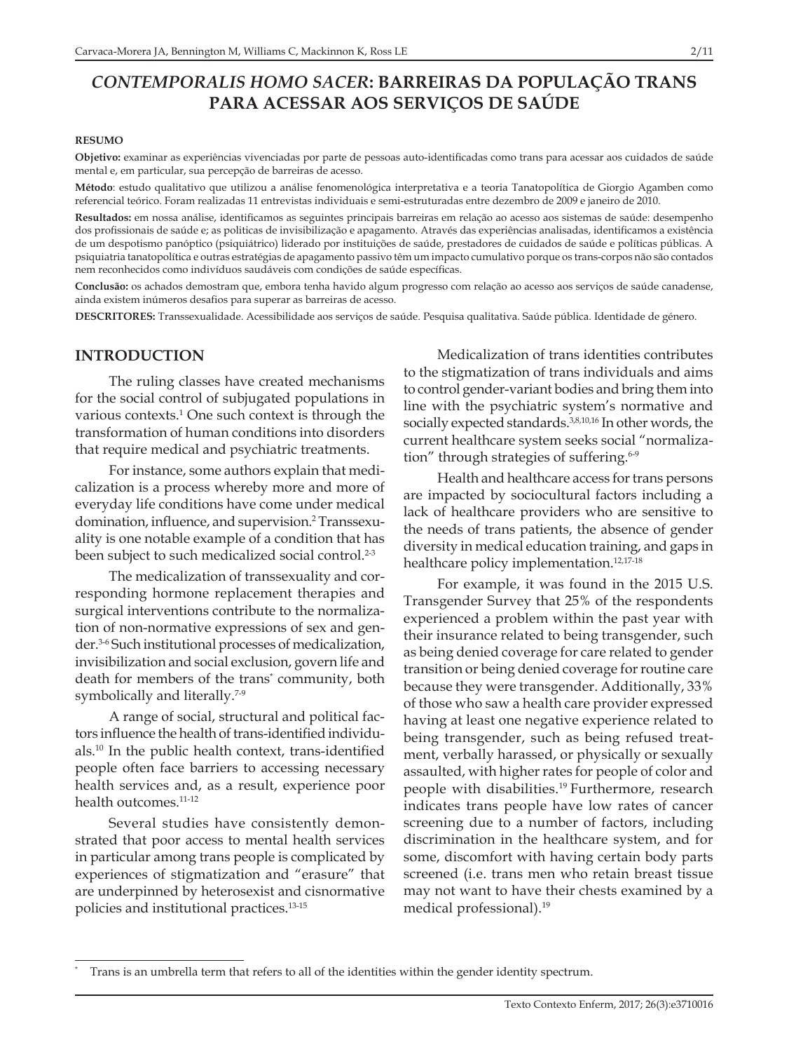# *CONTEMPORALIS HOMO SACER*: BARREIRAS DA POPULAÇÃO TRANS PARA ACESSAR AOS SERVIÇOS DE SAÚDE

**RESUMO**

**Objetivo:** examinar as experiências vivenciadas por parte de pessoas auto-identificadas como trans para acessar aos cuidados de saúde mental e, em particular, sua percepção de barreiras de acesso.

**Método**: estudo qualitativo que utilizou a análise fenomenológica interpretativa e a teoria Tanatopolítica de Giorgio Agamben como referencial teórico. Foram realizadas 11 entrevistas individuais e semi-estruturadas entre dezembro de 2009 e janeiro de 2010.

**Resultados:** em nossa análise, identificamos as seguintes principais barreiras em relação ao acesso aos sistemas de saúde: desempenho dos profissionais de saúde e; as politicas de invisibilização e apagamento. Através das experiências analisadas, identificamos a existência de um despotismo panóptico (psiquiátrico) liderado por instituições de saúde, prestadores de cuidados de saúde e políticas públicas. A psiquiatria tanatopolítica e outras estratégias de apagamento passivo têm um impacto cumulativo porque os trans-corpos não são contados nem reconhecidos como indivíduos saudáveis com condições de saúde específicas.

**Conclusão:** os achados demostram que, embora tenha havido algum progresso com relação ao acesso aos serviços de saúde canadense, ainda existem inúmeros desafios para superar as barreiras de acesso.

**DESCRITORES:** Transsexualidade. Acessibilidade aos serviços de saúde. Pesquisa qualitativa. Saúde pública. Identidade de género.

## INTRODUCTION

The ruling classes have created mechanisms for the social control of subjugated populations in various contexts.[1] One such context is through the transformation of human conditions into disorders that require medical and psychiatric treatments.

For instance, some authors explain that medicalization is a process whereby more and more of everyday life conditions have come under medical domination, influence, and supervision.[2] Transsexuality is one notable example of a condition that has been subject to such medicalized social control.[2-3]

The medicalization of transsexuality and corresponding hormone replacement therapies and surgical interventions contribute to the normalization of non-normative expressions of sex and gender.[3-6] Such institutional processes of medicalization, invisibilization and social exclusion, govern life and death for members of the trans[*] community, both symbolically and literally.[7-9]

A range of social, structural and political factors influence the health of trans-identified individuals.[10] In the public health context, trans-identified people often face barriers to accessing necessary health services and, as a result, experience poor health outcomes.[11-12]

Several studies have consistently demonstrated that poor access to mental health services in particular among trans people is complicated by experiences of stigmatization and "erasure" that are underpinned by heterosexist and cisnormative policies and institutional practices.[13-15]

Medicalization of trans identities contributes to the stigmatization of trans individuals and aims to control gender-variant bodies and bring them into line with the psychiatric system's normative and socially expected standards.[3,8,10,16] In other words, the current healthcare system seeks social "normalization" through strategies of suffering.[6-9]

Health and healthcare access for trans persons are impacted by sociocultural factors including a lack of healthcare providers who are sensitive to the needs of trans patients, the absence of gender diversity in medical education training, and gaps in healthcare policy implementation.[12,17-18]

For example, it was found in the 2015 U.S. Transgender Survey that 25% of the respondents experienced a problem within the past year with their insurance related to being transgender, such as being denied coverage for care related to gender transition or being denied coverage for routine care because they were transgender. Additionally, 33% of those who saw a health care provider expressed having at least one negative experience related to being transgender, such as being refused treatment, verbally harassed, or physically or sexually assaulted, with higher rates for people of color and people with disabilities.[19] Furthermore, research indicates trans people have low rates of cancer screening due to a number of factors, including discrimination in the healthcare system, and for some, discomfort with having certain body parts screened (i.e. trans men who retain breast tissue may not want to have their chests examined by a medical professional).[19]

---

[*] Trans is an umbrella term that refers to all of the identities within the gender identity spectrum.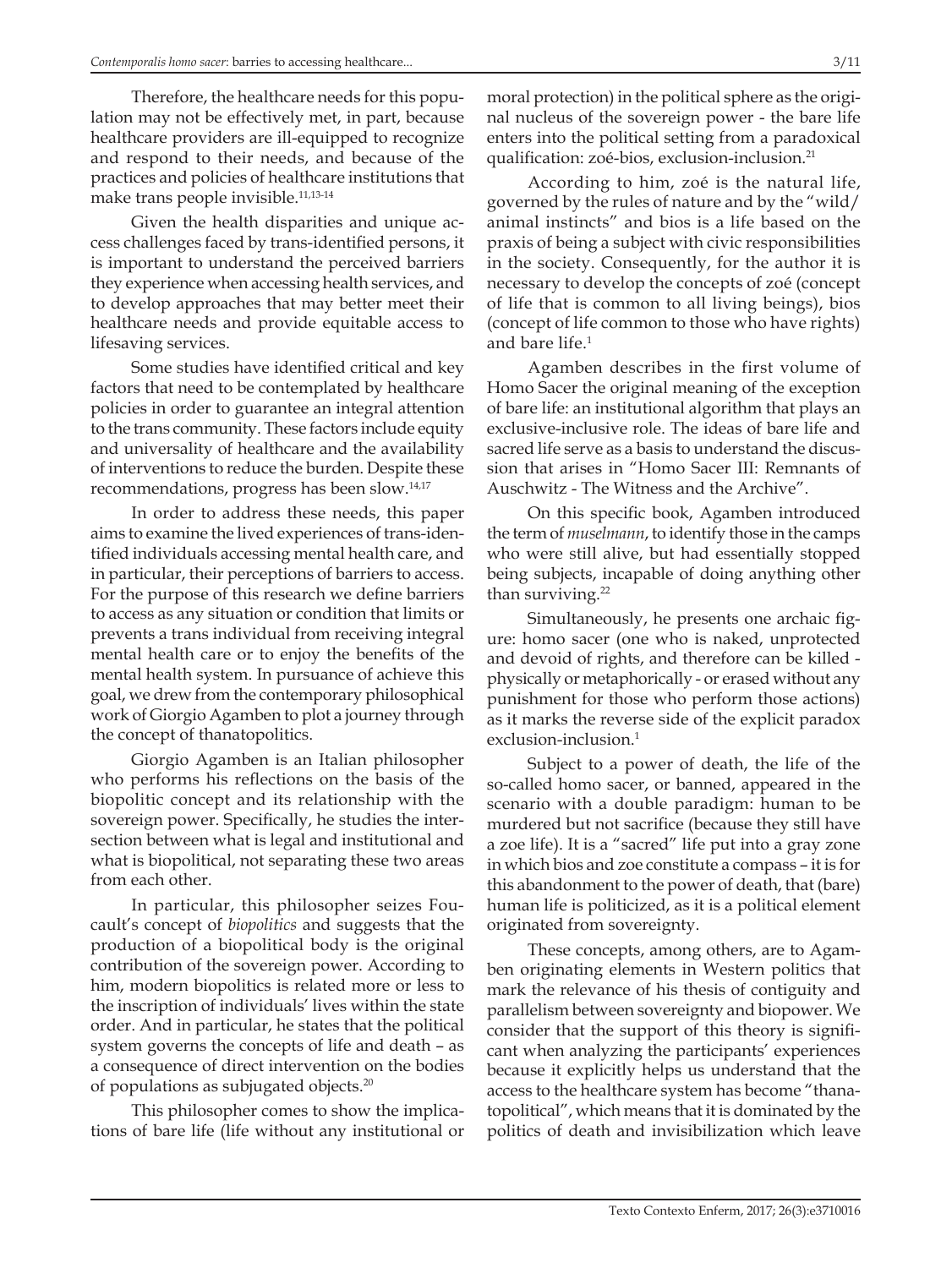Therefore, the healthcare needs for this population may not be effectively met, in part, because healthcare providers are ill-equipped to recognize and respond to their needs, and because of the practices and policies of healthcare institutions that make trans people invisible.[11,13-14]

Given the health disparities and unique access challenges faced by trans-identified persons, it is important to understand the perceived barriers they experience when accessing health services, and to develop approaches that may better meet their healthcare needs and provide equitable access to lifesaving services.

Some studies have identified critical and key factors that need to be contemplated by healthcare policies in order to guarantee an integral attention to the trans community. These factors include equity and universality of healthcare and the availability of interventions to reduce the burden. Despite these recommendations, progress has been slow.[14,17]

In order to address these needs, this paper aims to examine the lived experiences of trans-identified individuals accessing mental health care, and in particular, their perceptions of barriers to access. For the purpose of this research we define barriers to access as any situation or condition that limits or prevents a trans individual from receiving integral mental health care or to enjoy the benefits of the mental health system. In pursuance of achieve this goal, we drew from the contemporary philosophical work of Giorgio Agamben to plot a journey through the concept of thanatopolitics.

Giorgio Agamben is an Italian philosopher who performs his reflections on the basis of the biopolitic concept and its relationship with the sovereign power. Specifically, he studies the intersection between what is legal and institutional and what is biopolitical, not separating these two areas from each other.

In particular, this philosopher seizes Foucault's concept of *biopolitics* and suggests that the production of a biopolitical body is the original contribution of the sovereign power. According to him, modern biopolitics is related more or less to the inscription of individuals' lives within the state order. And in particular, he states that the political system governs the concepts of life and death – as a consequence of direct intervention on the bodies of populations as subjugated objects.[20]

This philosopher comes to show the implications of bare life (life without any institutional or moral protection) in the political sphere as the original nucleus of the sovereign power - the bare life enters into the political setting from a paradoxical qualification: zoé-bios, exclusion-inclusion.[21]

According to him, zoé is the natural life, governed by the rules of nature and by the "wild/animal instincts" and bios is a life based on the praxis of being a subject with civic responsibilities in the society. Consequently, for the author it is necessary to develop the concepts of zoé (concept of life that is common to all living beings), bios (concept of life common to those who have rights) and bare life.[1]

Agamben describes in the first volume of Homo Sacer the original meaning of the exception of bare life: an institutional algorithm that plays an exclusive-inclusive role. The ideas of bare life and sacred life serve as a basis to understand the discussion that arises in "Homo Sacer III: Remnants of Auschwitz - The Witness and the Archive".

On this specific book, Agamben introduced the term of *muselmann*, to identify those in the camps who were still alive, but had essentially stopped being subjects, incapable of doing anything other than surviving.[22]

Simultaneously, he presents one archaic figure: homo sacer (one who is naked, unprotected and devoid of rights, and therefore can be killed - physically or metaphorically - or erased without any punishment for those who perform those actions) as it marks the reverse side of the explicit paradox exclusion-inclusion.[1]

Subject to a power of death, the life of the so-called homo sacer, or banned, appeared in the scenario with a double paradigm: human to be murdered but not sacrifice (because they still have a zoe life). It is a "sacred" life put into a gray zone in which bios and zoe constitute a compass – it is for this abandonment to the power of death, that (bare) human life is politicized, as it is a political element originated from sovereignty.

These concepts, among others, are to Agamben originating elements in Western politics that mark the relevance of his thesis of contiguity and parallelism between sovereignty and biopower. We consider that the support of this theory is significant when analyzing the participants' experiences because it explicitly helps us understand that the access to the healthcare system has become "thanatopolitical", which means that it is dominated by the politics of death and invisibilization which leave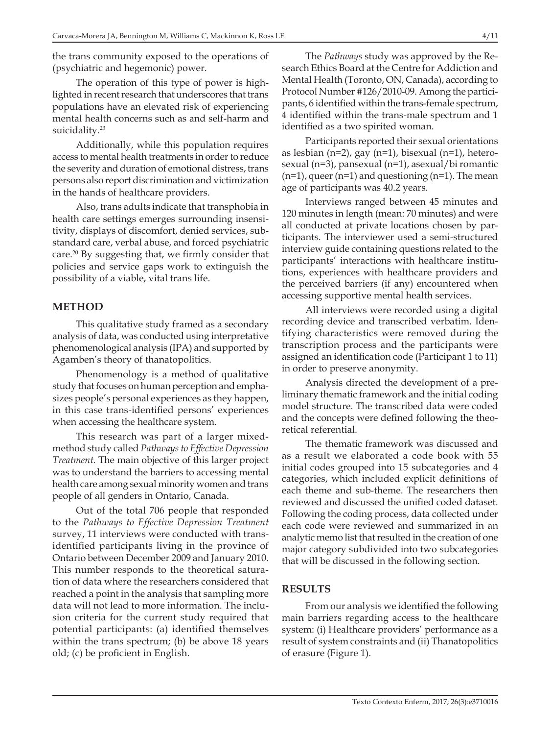the trans community exposed to the operations of (psychiatric and hegemonic) power.

The operation of this type of power is highlighted in recent research that underscores that trans populations have an elevated risk of experiencing mental health concerns such as and self-harm and suicidality.[23]

Additionally, while this population requires access to mental health treatments in order to reduce the severity and duration of emotional distress, trans persons also report discrimination and victimization in the hands of healthcare providers.

Also, trans adults indicate that transphobia in health care settings emerges surrounding insensitivity, displays of discomfort, denied services, substandard care, verbal abuse, and forced psychiatric care.[20] By suggesting that, we firmly consider that policies and service gaps work to extinguish the possibility of a viable, vital trans life.

## METHOD

This qualitative study framed as a secondary analysis of data, was conducted using interpretative phenomenological analysis (IPA) and supported by Agamben's theory of thanatopolitics.

Phenomenology is a method of qualitative study that focuses on human perception and emphasizes people's personal experiences as they happen, in this case trans-identified persons' experiences when accessing the healthcare system.

This research was part of a larger mixed-method study called *Pathways to Effective Depression Treatment.* The main objective of this larger project was to understand the barriers to accessing mental health care among sexual minority women and trans people of all genders in Ontario, Canada.

Out of the total 706 people that responded to the *Pathways to Effective Depression Treatment* survey, 11 interviews were conducted with trans-identified participants living in the province of Ontario between December 2009 and January 2010. This number responds to the theoretical saturation of data where the researchers considered that reached a point in the analysis that sampling more data will not lead to more information. The inclusion criteria for the current study required that potential participants: (a) identified themselves within the trans spectrum; (b) be above 18 years old; (c) be proficient in English.

The *Pathways* study was approved by the Research Ethics Board at the Centre for Addiction and Mental Health (Toronto, ON, Canada), according to Protocol Number #126/2010-09. Among the participants, 6 identified within the trans-female spectrum, 4 identified within the trans-male spectrum and 1 identified as a two spirited woman.

Participants reported their sexual orientations as lesbian (n=2), gay (n=1), bisexual (n=1), heterosexual (n=3), pansexual (n=1), asexual/bi romantic (n=1), queer (n=1) and questioning (n=1). The mean age of participants was 40.2 years.

Interviews ranged between 45 minutes and 120 minutes in length (mean: 70 minutes) and were all conducted at private locations chosen by participants. The interviewer used a semi-structured interview guide containing questions related to the participants' interactions with healthcare institutions, experiences with healthcare providers and the perceived barriers (if any) encountered when accessing supportive mental health services.

All interviews were recorded using a digital recording device and transcribed verbatim. Identifying characteristics were removed during the transcription process and the participants were assigned an identification code (Participant 1 to 11) in order to preserve anonymity.

Analysis directed the development of a preliminary thematic framework and the initial coding model structure. The transcribed data were coded and the concepts were defined following the theoretical referential.

The thematic framework was discussed and as a result we elaborated a code book with 55 initial codes grouped into 15 subcategories and 4 categories, which included explicit definitions of each theme and sub-theme. The researchers then reviewed and discussed the unified coded dataset. Following the coding process, data collected under each code were reviewed and summarized in an analytic memo list that resulted in the creation of one major category subdivided into two subcategories that will be discussed in the following section.

## RESULTS

From our analysis we identified the following main barriers regarding access to the healthcare system: (i) Healthcare providers' performance as a result of system constraints and (ii) Thanatopolitics of erasure (Figure 1).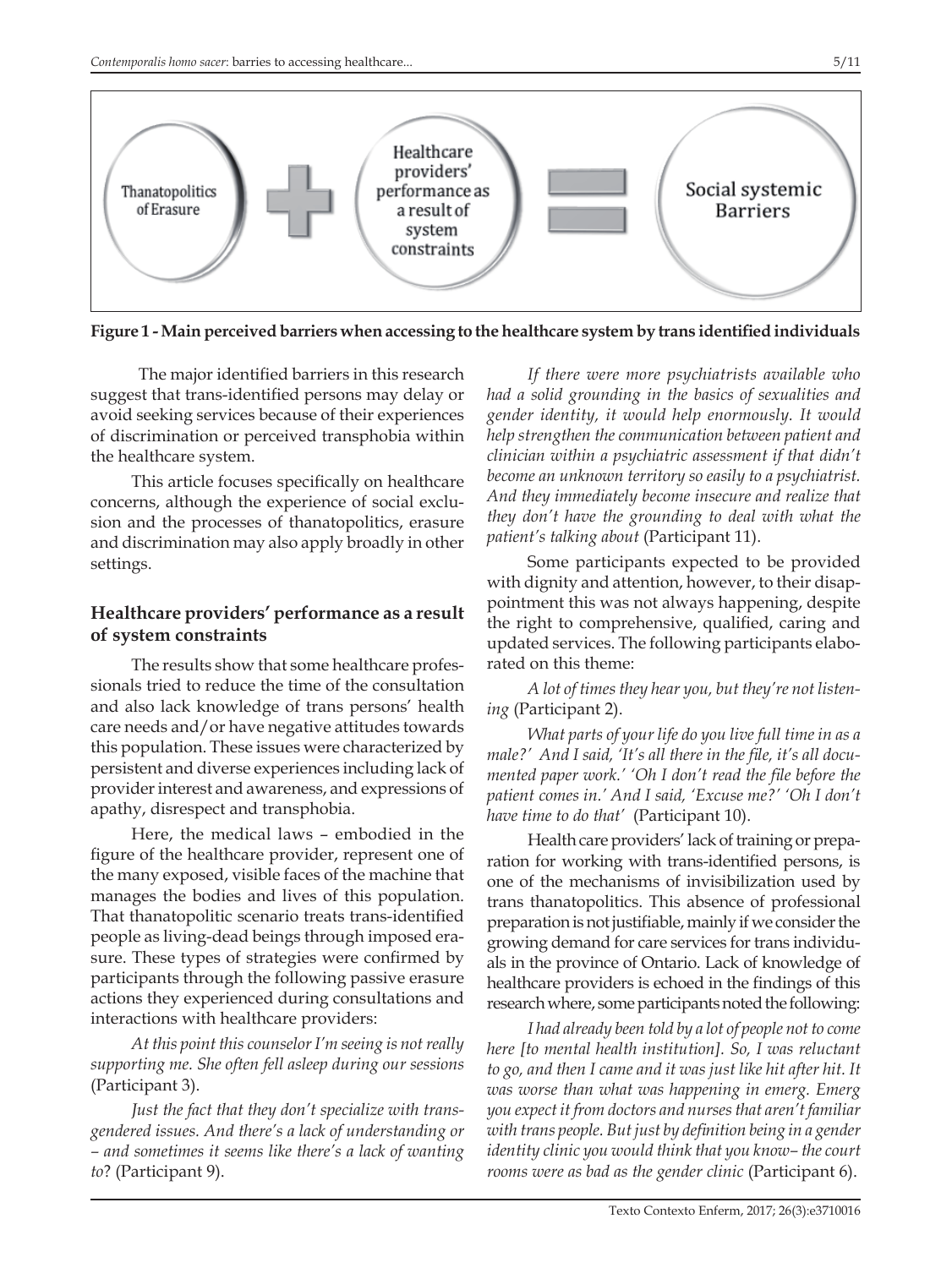Thanatopolitics of Erasure + Healthcare providers' performance as a result of system constraints = Social systemic Barriers

**Figure 1 - Main perceived barriers when accessing to the healthcare system by trans identified individuals**

The major identified barriers in this research suggest that trans-identified persons may delay or avoid seeking services because of their experiences of discrimination or perceived transphobia within the healthcare system.

This article focuses specifically on healthcare concerns, although the experience of social exclusion and the processes of thanatopolitics, erasure and discrimination may also apply broadly in other settings.

## Healthcare providers' performance as a result of system constraints

The results show that some healthcare professionals tried to reduce the time of the consultation and also lack knowledge of trans persons' health care needs and/or have negative attitudes towards this population. These issues were characterized by persistent and diverse experiences including lack of provider interest and awareness, and expressions of apathy, disrespect and transphobia.

Here, the medical laws – embodied in the figure of the healthcare provider, represent one of the many exposed, visible faces of the machine that manages the bodies and lives of this population. That thanatopolitic scenario treats trans-identified people as living-dead beings through imposed erasure. These types of strategies were confirmed by participants through the following passive erasure actions they experienced during consultations and interactions with healthcare providers:

*At this point this counselor I'm seeing is not really supporting me. She often fell asleep during our sessions* (Participant 3).

*Just the fact that they don't specialize with transgendered issues. And there's a lack of understanding or – and sometimes it seems like there's a lack of wanting to*? (Participant 9).

*If there were more psychiatrists available who had a solid grounding in the basics of sexualities and gender identity, it would help enormously. It would help strengthen the communication between patient and clinician within a psychiatric assessment if that didn't become an unknown territory so easily to a psychiatrist. And they immediately become insecure and realize that they don't have the grounding to deal with what the patient's talking about* (Participant 11).

Some participants expected to be provided with dignity and attention, however, to their disappointment this was not always happening, despite the right to comprehensive, qualified, caring and updated services. The following participants elaborated on this theme:

*A lot of times they hear you, but they're not listening* (Participant 2).

*What parts of your life do you live full time in as a male?' And I said, 'It's all there in the file, it's all documented paper work.' 'Oh I don't read the file before the patient comes in.' And I said, 'Excuse me?' 'Oh I don't have time to do that'* (Participant 10).

Health care providers' lack of training or preparation for working with trans-identified persons, is one of the mechanisms of invisibilization used by trans thanatopolitics. This absence of professional preparation is not justifiable, mainly if we consider the growing demand for care services for trans individuals in the province of Ontario. Lack of knowledge of healthcare providers is echoed in the findings of this research where, some participants noted the following:

*I had already been told by a lot of people not to come here [to mental health institution]. So, I was reluctant to go, and then I came and it was just like hit after hit. It was worse than what was happening in emerg. Emerg you expect it from doctors and nurses that aren't familiar with trans people. But just by definition being in a gender identity clinic you would think that you know– the court rooms were as bad as the gender clinic* (Participant 6).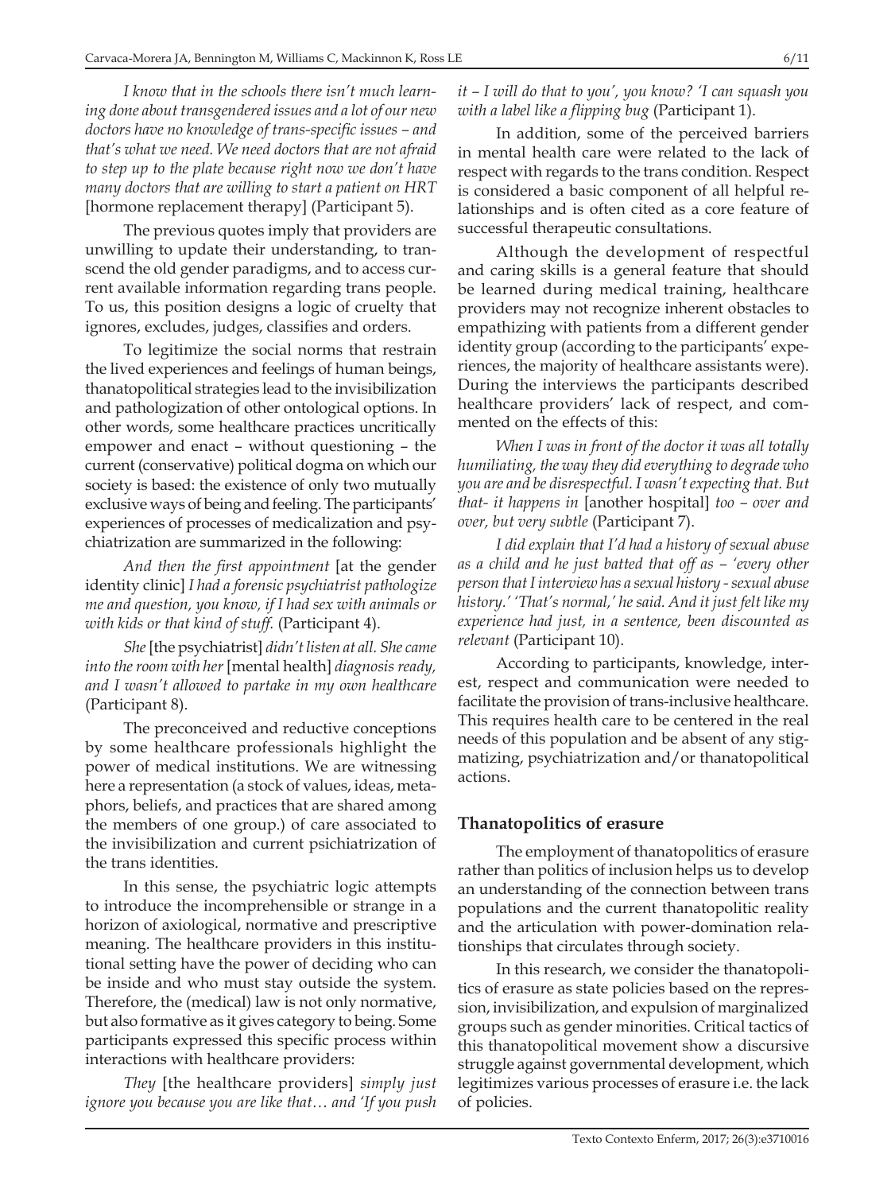*I know that in the schools there isn't much learning done about transgendered issues and a lot of our new doctors have no knowledge of trans-specific issues – and that's what we need. We need doctors that are not afraid to step up to the plate because right now we don't have many doctors that are willing to start a patient on HRT* [hormone replacement therapy] (Participant 5).

The previous quotes imply that providers are unwilling to update their understanding, to transcend the old gender paradigms, and to access current available information regarding trans people. To us, this position designs a logic of cruelty that ignores, excludes, judges, classifies and orders.

To legitimize the social norms that restrain the lived experiences and feelings of human beings, thanatopolitical strategies lead to the invisibilization and pathologization of other ontological options. In other words, some healthcare practices uncritically empower and enact – without questioning – the current (conservative) political dogma on which our society is based: the existence of only two mutually exclusive ways of being and feeling. The participants' experiences of processes of medicalization and psychiatrization are summarized in the following:

*And then the first appointment* [at the gender identity clinic] *I had a forensic psychiatrist pathologize me and question, you know, if I had sex with animals or with kids or that kind of stuff.* (Participant 4).

*She* [the psychiatrist] *didn't listen at all. She came into the room with her* [mental health] *diagnosis ready, and I wasn't allowed to partake in my own healthcare* (Participant 8).

The preconceived and reductive conceptions by some healthcare professionals highlight the power of medical institutions. We are witnessing here a representation (a stock of values, ideas, metaphors, beliefs, and practices that are shared among the members of one group.) of care associated to the invisibilization and current psichiatrization of the trans identities.

In this sense, the psychiatric logic attempts to introduce the incomprehensible or strange in a horizon of axiological, normative and prescriptive meaning. The healthcare providers in this institutional setting have the power of deciding who can be inside and who must stay outside the system. Therefore, the (medical) law is not only normative, but also formative as it gives category to being. Some participants expressed this specific process within interactions with healthcare providers:

*They* [the healthcare providers] *simply just ignore you because you are like that… and 'If you push it – I will do that to you', you know? 'I can squash you with a label like a flipping bug* (Participant 1).

In addition, some of the perceived barriers in mental health care were related to the lack of respect with regards to the trans condition. Respect is considered a basic component of all helpful relationships and is often cited as a core feature of successful therapeutic consultations.

Although the development of respectful and caring skills is a general feature that should be learned during medical training, healthcare providers may not recognize inherent obstacles to empathizing with patients from a different gender identity group (according to the participants' experiences, the majority of healthcare assistants were). During the interviews the participants described healthcare providers' lack of respect, and commented on the effects of this:

*When I was in front of the doctor it was all totally humiliating, the way they did everything to degrade who you are and be disrespectful. I wasn't expecting that. But that- it happens in* [another hospital] *too – over and over, but very subtle* (Participant 7).

*I did explain that I'd had a history of sexual abuse as a child and he just batted that off as – 'every other person that I interview has a sexual history - sexual abuse history.' 'That's normal,' he said. And it just felt like my experience had just, in a sentence, been discounted as relevant* (Participant 10).

According to participants, knowledge, interest, respect and communication were needed to facilitate the provision of trans-inclusive healthcare. This requires health care to be centered in the real needs of this population and be absent of any stigmatizing, psychiatrization and/or thanatopolitical actions.

## Thanatopolitics of erasure

The employment of thanatopolitics of erasure rather than politics of inclusion helps us to develop an understanding of the connection between trans populations and the current thanatopolitic reality and the articulation with power-domination relationships that circulates through society.

In this research, we consider the thanatopolitics of erasure as state policies based on the repression, invisibilization, and expulsion of marginalized groups such as gender minorities. Critical tactics of this thanatopolitical movement show a discursive struggle against governmental development, which legitimizes various processes of erasure i.e. the lack of policies.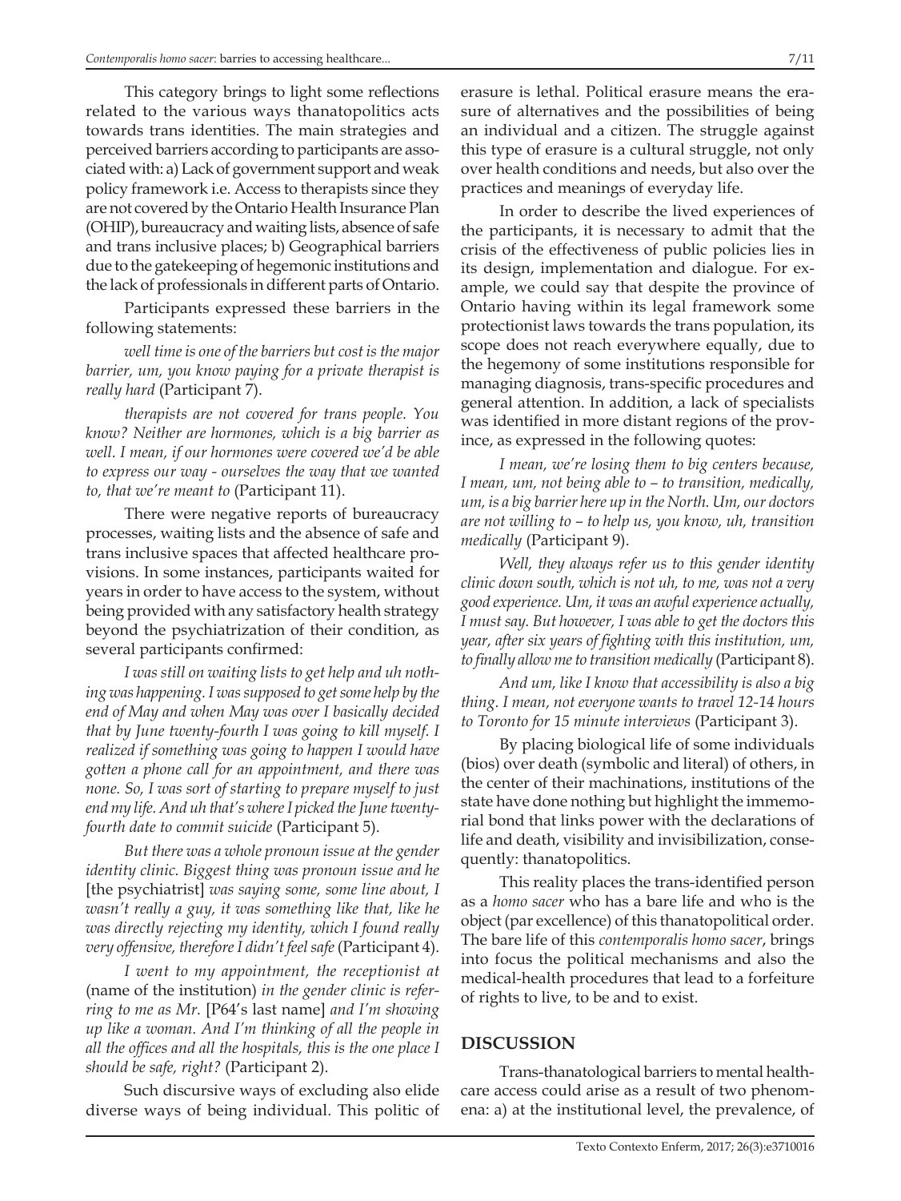This category brings to light some reflections related to the various ways thanatopolitics acts towards trans identities. The main strategies and perceived barriers according to participants are associated with: a) Lack of government support and weak policy framework i.e. Access to therapists since they are not covered by the Ontario Health Insurance Plan (OHIP), bureaucracy and waiting lists, absence of safe and trans inclusive places; b) Geographical barriers due to the gatekeeping of hegemonic institutions and the lack of professionals in different parts of Ontario.

Participants expressed these barriers in the following statements:

*well time is one of the barriers but cost is the major barrier, um, you know paying for a private therapist is really hard* (Participant 7).

*therapists are not covered for trans people. You know? Neither are hormones, which is a big barrier as well. I mean, if our hormones were covered we'd be able to express our way - ourselves the way that we wanted to, that we're meant to* (Participant 11).

There were negative reports of bureaucracy processes, waiting lists and the absence of safe and trans inclusive spaces that affected healthcare provisions. In some instances, participants waited for years in order to have access to the system, without being provided with any satisfactory health strategy beyond the psychiatrization of their condition, as several participants confirmed:

*I was still on waiting lists to get help and uh nothing was happening. I was supposed to get some help by the end of May and when May was over I basically decided that by June twenty-fourth I was going to kill myself. I realized if something was going to happen I would have gotten a phone call for an appointment, and there was none. So, I was sort of starting to prepare myself to just end my life. And uh that's where I picked the June twenty-fourth date to commit suicide* (Participant 5).

*But there was a whole pronoun issue at the gender identity clinic. Biggest thing was pronoun issue and he* [the psychiatrist] *was saying some, some line about, I wasn't really a guy, it was something like that, like he was directly rejecting my identity, which I found really very offensive, therefore I didn't feel safe* (Participant 4).

*I went to my appointment, the receptionist at* (name of the institution) *in the gender clinic is referring to me as Mr.* [P64's last name] *and I'm showing up like a woman. And I'm thinking of all the people in all the offices and all the hospitals, this is the one place I should be safe, right?* (Participant 2).

Such discursive ways of excluding also elide diverse ways of being individual. This politic of erasure is lethal. Political erasure means the erasure of alternatives and the possibilities of being an individual and a citizen. The struggle against this type of erasure is a cultural struggle, not only over health conditions and needs, but also over the practices and meanings of everyday life.

In order to describe the lived experiences of the participants, it is necessary to admit that the crisis of the effectiveness of public policies lies in its design, implementation and dialogue. For example, we could say that despite the province of Ontario having within its legal framework some protectionist laws towards the trans population, its scope does not reach everywhere equally, due to the hegemony of some institutions responsible for managing diagnosis, trans-specific procedures and general attention. In addition, a lack of specialists was identified in more distant regions of the province, as expressed in the following quotes:

*I mean, we're losing them to big centers because, I mean, um, not being able to – to transition, medically, um, is a big barrier here up in the North. Um, our doctors are not willing to – to help us, you know, uh, transition medically* (Participant 9).

*Well, they always refer us to this gender identity clinic down south, which is not uh, to me, was not a very good experience. Um, it was an awful experience actually, I must say. But however, I was able to get the doctors this year, after six years of fighting with this institution, um, to finally allow me to transition medically* (Participant 8).

*And um, like I know that accessibility is also a big thing. I mean, not everyone wants to travel 12-14 hours to Toronto for 15 minute interviews* (Participant 3).

By placing biological life of some individuals (bios) over death (symbolic and literal) of others, in the center of their machinations, institutions of the state have done nothing but highlight the immemorial bond that links power with the declarations of life and death, visibility and invisibilization, consequently: thanatopolitics.

This reality places the trans-identified person as a *homo sacer* who has a bare life and who is the object (par excellence) of this thanatopolitical order. The bare life of this *contemporalis homo sacer*, brings into focus the political mechanisms and also the medical-health procedures that lead to a forfeiture of rights to live, to be and to exist.

## DISCUSSION

Trans-thanatological barriers to mental healthcare access could arise as a result of two phenomena: a) at the institutional level, the prevalence, of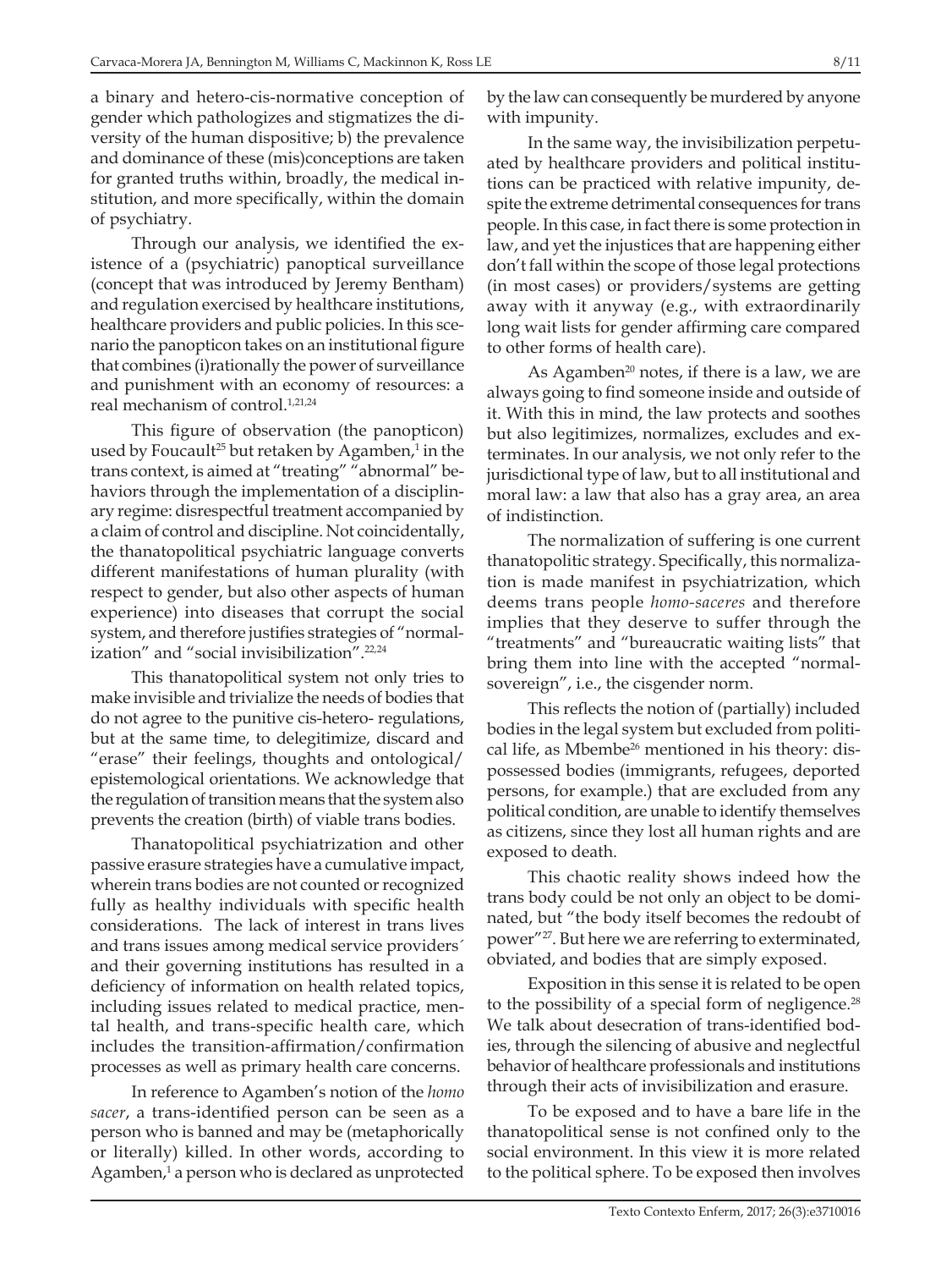a binary and hetero-cis-normative conception of gender which pathologizes and stigmatizes the diversity of the human dispositive; b) the prevalence and dominance of these (mis)conceptions are taken for granted truths within, broadly, the medical institution, and more specifically, within the domain of psychiatry.

Through our analysis, we identified the existence of a (psychiatric) panoptical surveillance (concept that was introduced by Jeremy Bentham) and regulation exercised by healthcare institutions, healthcare providers and public policies. In this scenario the panopticon takes on an institutional figure that combines (i)rationally the power of surveillance and punishment with an economy of resources: a real mechanism of control.[1,21,24]

This figure of observation (the panopticon) used by Foucault[25] but retaken by Agamben,[1] in the trans context, is aimed at "treating" "abnormal" behaviors through the implementation of a disciplinary regime: disrespectful treatment accompanied by a claim of control and discipline. Not coincidentally, the thanatopolitical psychiatric language converts different manifestations of human plurality (with respect to gender, but also other aspects of human experience) into diseases that corrupt the social system, and therefore justifies strategies of "normalization" and "social invisibilization".[22,24]

This thanatopolitical system not only tries to make invisible and trivialize the needs of bodies that do not agree to the punitive cis-hetero- regulations, but at the same time, to delegitimize, discard and "erase" their feelings, thoughts and ontological/epistemological orientations. We acknowledge that the regulation of transition means that the system also prevents the creation (birth) of viable trans bodies.

Thanatopolitical psychiatrization and other passive erasure strategies have a cumulative impact, wherein trans bodies are not counted or recognized fully as healthy individuals with specific health considerations. The lack of interest in trans lives and trans issues among medical service providers´ and their governing institutions has resulted in a deficiency of information on health related topics, including issues related to medical practice, mental health, and trans-specific health care, which includes the transition-affirmation/confirmation processes as well as primary health care concerns.

In reference to Agamben's notion of the *homo sacer*, a trans-identified person can be seen as a person who is banned and may be (metaphorically or literally) killed. In other words, according to Agamben,[1] a person who is declared as unprotected by the law can consequently be murdered by anyone with impunity.

In the same way, the invisibilization perpetuated by healthcare providers and political institutions can be practiced with relative impunity, despite the extreme detrimental consequences for trans people. In this case, in fact there is some protection in law, and yet the injustices that are happening either don't fall within the scope of those legal protections (in most cases) or providers/systems are getting away with it anyway (e.g., with extraordinarily long wait lists for gender affirming care compared to other forms of health care).

As Agamben[20] notes, if there is a law, we are always going to find someone inside and outside of it. With this in mind, the law protects and soothes but also legitimizes, normalizes, excludes and exterminates. In our analysis, we not only refer to the jurisdictional type of law, but to all institutional and moral law: a law that also has a gray area, an area of indistinction.

The normalization of suffering is one current thanatopolitic strategy. Specifically, this normalization is made manifest in psychiatrization, which deems trans people *homo-saceres* and therefore implies that they deserve to suffer through the "treatments" and "bureaucratic waiting lists" that bring them into line with the accepted "normal-sovereign", i.e., the cisgender norm.

This reflects the notion of (partially) included bodies in the legal system but excluded from political life, as Mbembe[26] mentioned in his theory: dispossessed bodies (immigrants, refugees, deported persons, for example.) that are excluded from any political condition, are unable to identify themselves as citizens, since they lost all human rights and are exposed to death.

This chaotic reality shows indeed how the trans body could be not only an object to be dominated, but "the body itself becomes the redoubt of power"[27]. But here we are referring to exterminated, obviated, and bodies that are simply exposed.

Exposition in this sense it is related to be open to the possibility of a special form of negligence.[28] We talk about desecration of trans-identified bodies, through the silencing of abusive and neglectful behavior of healthcare professionals and institutions through their acts of invisibilization and erasure.

To be exposed and to have a bare life in the thanatopolitical sense is not confined only to the social environment. In this view it is more related to the political sphere. To be exposed then involves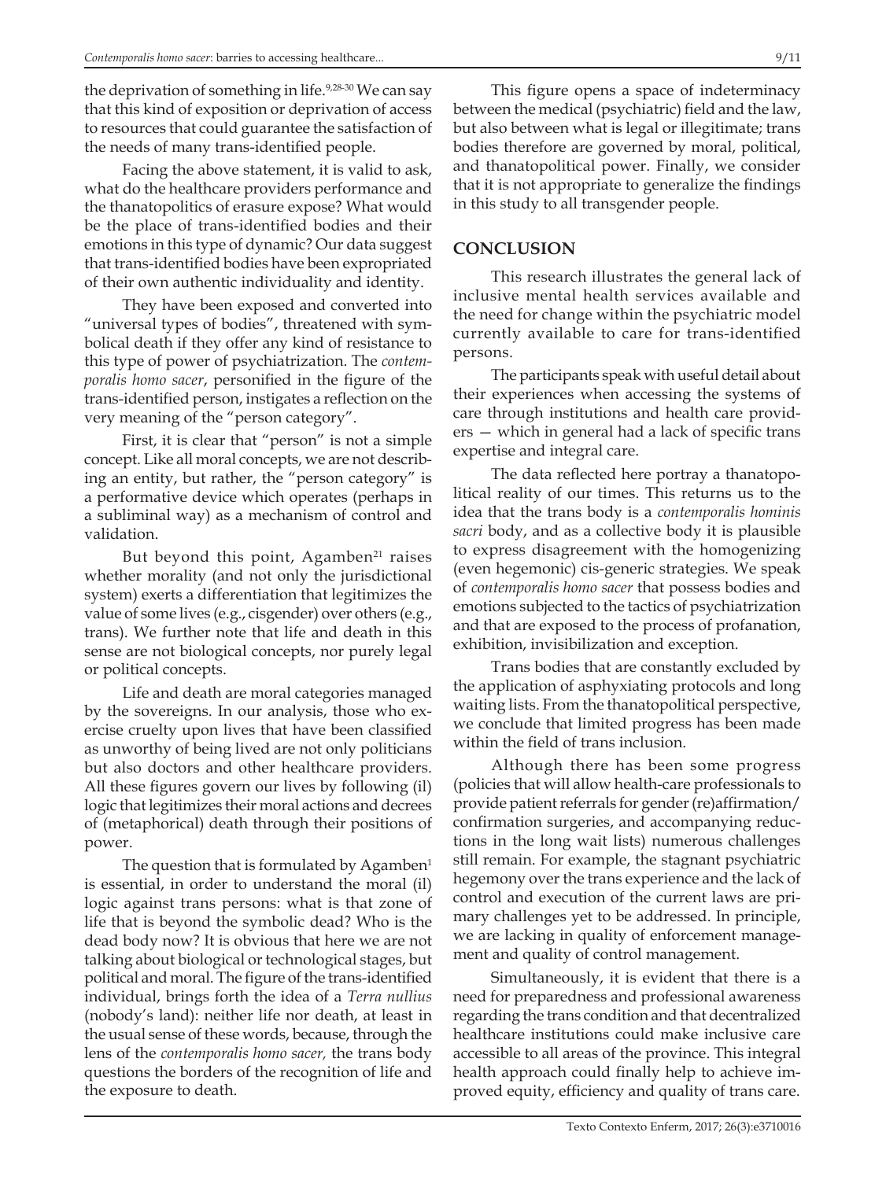the deprivation of something in life.[9,28-30] We can say that this kind of exposition or deprivation of access to resources that could guarantee the satisfaction of the needs of many trans-identified people.

Facing the above statement, it is valid to ask, what do the healthcare providers performance and the thanatopolitics of erasure expose? What would be the place of trans-identified bodies and their emotions in this type of dynamic? Our data suggest that trans-identified bodies have been expropriated of their own authentic individuality and identity.

They have been exposed and converted into "universal types of bodies", threatened with symbolical death if they offer any kind of resistance to this type of power of psychiatrization. The *contemporalis homo sacer*, personified in the figure of the trans-identified person, instigates a reflection on the very meaning of the "person category".

First, it is clear that "person" is not a simple concept. Like all moral concepts, we are not describing an entity, but rather, the "person category" is a performative device which operates (perhaps in a subliminal way) as a mechanism of control and validation.

But beyond this point, Agamben[21] raises whether morality (and not only the jurisdictional system) exerts a differentiation that legitimizes the value of some lives (e.g., cisgender) over others (e.g., trans). We further note that life and death in this sense are not biological concepts, nor purely legal or political concepts.

Life and death are moral categories managed by the sovereigns. In our analysis, those who exercise cruelty upon lives that have been classified as unworthy of being lived are not only politicians but also doctors and other healthcare providers. All these figures govern our lives by following (il) logic that legitimizes their moral actions and decrees of (metaphorical) death through their positions of power.

The question that is formulated by Agamben[1] is essential, in order to understand the moral (il) logic against trans persons: what is that zone of life that is beyond the symbolic dead? Who is the dead body now? It is obvious that here we are not talking about biological or technological stages, but political and moral. The figure of the trans-identified individual, brings forth the idea of a *Terra nullius* (nobody's land): neither life nor death, at least in the usual sense of these words, because, through the lens of the *contemporalis homo sacer,* the trans body questions the borders of the recognition of life and the exposure to death.

This figure opens a space of indeterminacy between the medical (psychiatric) field and the law, but also between what is legal or illegitimate; trans bodies therefore are governed by moral, political, and thanatopolitical power. Finally, we consider that it is not appropriate to generalize the findings in this study to all transgender people.

## CONCLUSION

This research illustrates the general lack of inclusive mental health services available and the need for change within the psychiatric model currently available to care for trans-identified persons.

The participants speak with useful detail about their experiences when accessing the systems of care through institutions and health care providers — which in general had a lack of specific trans expertise and integral care.

The data reflected here portray a thanatopolitical reality of our times. This returns us to the idea that the trans body is a *contemporalis hominis sacri* body, and as a collective body it is plausible to express disagreement with the homogenizing (even hegemonic) cis-generic strategies. We speak of *contemporalis homo sacer* that possess bodies and emotions subjected to the tactics of psychiatrization and that are exposed to the process of profanation, exhibition, invisibilization and exception.

Trans bodies that are constantly excluded by the application of asphyxiating protocols and long waiting lists. From the thanatopolitical perspective, we conclude that limited progress has been made within the field of trans inclusion.

Although there has been some progress (policies that will allow health-care professionals to provide patient referrals for gender (re)affirmation/confirmation surgeries, and accompanying reductions in the long wait lists) numerous challenges still remain. For example, the stagnant psychiatric hegemony over the trans experience and the lack of control and execution of the current laws are primary challenges yet to be addressed. In principle, we are lacking in quality of enforcement management and quality of control management.

Simultaneously, it is evident that there is a need for preparedness and professional awareness regarding the trans condition and that decentralized healthcare institutions could make inclusive care accessible to all areas of the province. This integral health approach could finally help to achieve improved equity, efficiency and quality of trans care.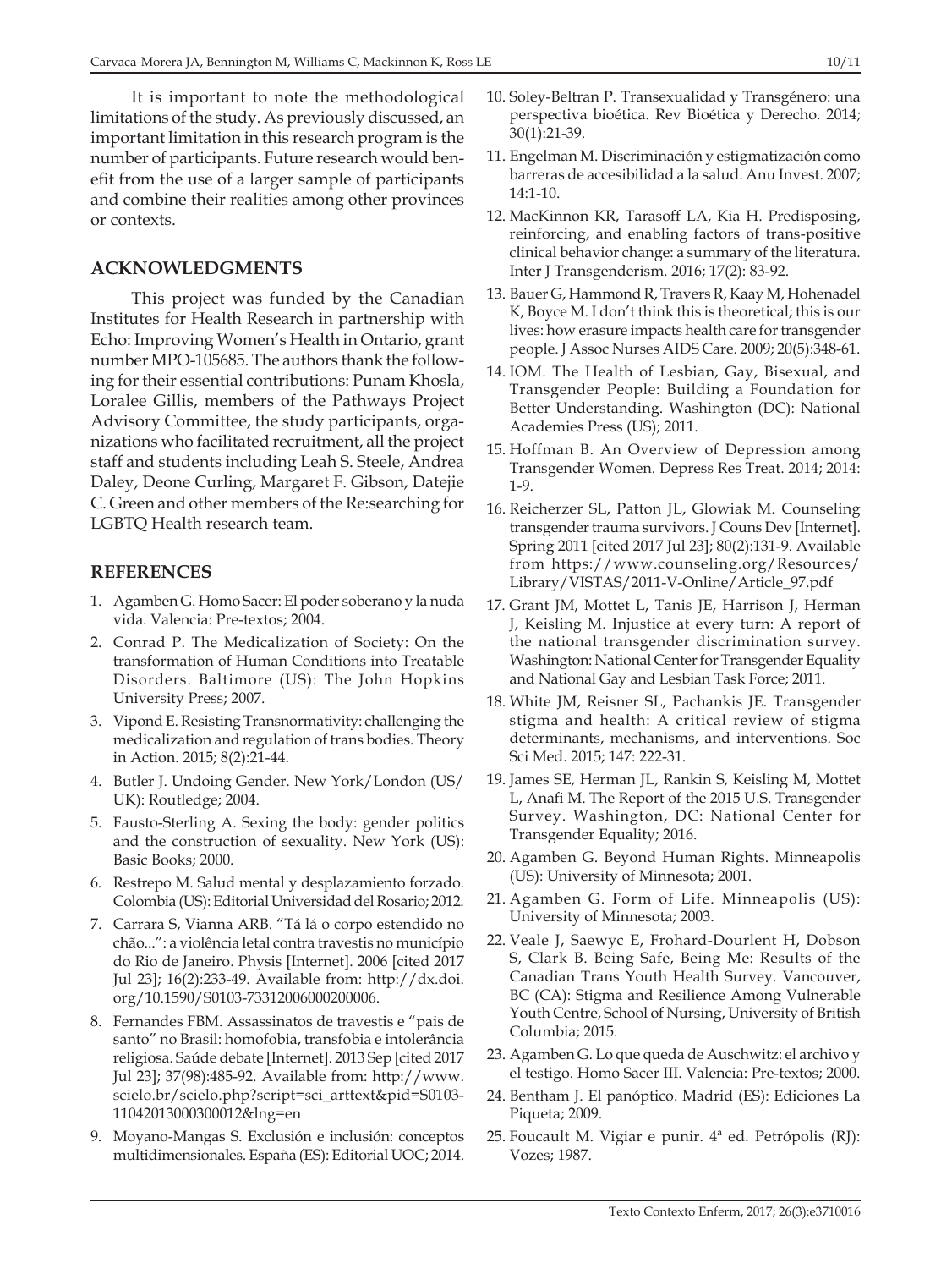It is important to note the methodological limitations of the study. As previously discussed, an important limitation in this research program is the number of participants. Future research would benefit from the use of a larger sample of participants and combine their realities among other provinces or contexts.

## ACKNOWLEDGMENTS

This project was funded by the Canadian Institutes for Health Research in partnership with Echo: Improving Women's Health in Ontario, grant number MPO-105685. The authors thank the following for their essential contributions: Punam Khosla, Loralee Gillis, members of the Pathways Project Advisory Committee, the study participants, organizations who facilitated recruitment, all the project staff and students including Leah S. Steele, Andrea Daley, Deone Curling, Margaret F. Gibson, Datejie C. Green and other members of the Re:searching for LGBTQ Health research team.

## REFERENCES

1. Agamben G. Homo Sacer: El poder soberano y la nuda vida. Valencia: Pre-textos; 2004.
2. Conrad P. The Medicalization of Society: On the transformation of Human Conditions into Treatable Disorders. Baltimore (US): The John Hopkins University Press; 2007.
3. Vipond E. Resisting Transnormativity: challenging the medicalization and regulation of trans bodies. Theory in Action. 2015; 8(2):21-44.
4. Butler J. Undoing Gender. New York/London (US/UK): Routledge; 2004.
5. Fausto-Sterling A. Sexing the body: gender politics and the construction of sexuality. New York (US): Basic Books; 2000.
6. Restrepo M. Salud mental y desplazamiento forzado. Colombia (US): Editorial Universidad del Rosario; 2012.
7. Carrara S, Vianna ARB. "Tá lá o corpo estendido no chão...": a violência letal contra travestis no município do Rio de Janeiro. Physis [Internet]. 2006 [cited 2017 Jul 23]; 16(2):233-49. Available from: http://dx.doi.org/10.1590/S0103-73312006000200006.
8. Fernandes FBM. Assassinatos de travestis e "pais de santo" no Brasil: homofobia, transfobia e intolerância religiosa. Saúde debate [Internet]. 2013 Sep [cited 2017 Jul 23]; 37(98):485-92. Available from: http://www.scielo.br/scielo.php?script=sci_arttext&pid=S0103-11042013000300012&lng=en
9. Moyano-Mangas S. Exclusión e inclusión: conceptos multidimensionales. España (ES): Editorial UOC; 2014.
10. Soley-Beltran P. Transexualidad y Transgénero: una perspectiva bioética. Rev Bioética y Derecho. 2014; 30(1):21-39.
11. Engelman M. Discriminación y estigmatización como barreras de accesibilidad a la salud. Anu Invest. 2007; 14:1-10.
12. MacKinnon KR, Tarasoff LA, Kia H. Predisposing, reinforcing, and enabling factors of trans-positive clinical behavior change: a summary of the literatura. Inter J Transgenderism. 2016; 17(2): 83-92.
13. Bauer G, Hammond R, Travers R, Kaay M, Hohenadel K, Boyce M. I don't think this is theoretical; this is our lives: how erasure impacts health care for transgender people. J Assoc Nurses AIDS Care. 2009; 20(5):348-61.
14. IOM. The Health of Lesbian, Gay, Bisexual, and Transgender People: Building a Foundation for Better Understanding. Washington (DC): National Academies Press (US); 2011.
15. Hoffman B. An Overview of Depression among Transgender Women. Depress Res Treat. 2014; 2014: 1-9.
16. Reicherzer SL, Patton JL, Glowiak M. Counseling transgender trauma survivors. J Couns Dev [Internet]. Spring 2011 [cited 2017 Jul 23]; 80(2):131-9. Available from https://www.counseling.org/Resources/Library/VISTAS/2011-V-Online/Article_97.pdf
17. Grant JM, Mottet L, Tanis JE, Harrison J, Herman J, Keisling M. Injustice at every turn: A report of the national transgender discrimination survey. Washington: National Center for Transgender Equality and National Gay and Lesbian Task Force; 2011.
18. White JM, Reisner SL, Pachankis JE. Transgender stigma and health: A critical review of stigma determinants, mechanisms, and interventions. Soc Sci Med. 2015; 147: 222-31.
19. James SE, Herman JL, Rankin S, Keisling M, Mottet L, Anafi M. The Report of the 2015 U.S. Transgender Survey. Washington, DC: National Center for Transgender Equality; 2016.
20. Agamben G. Beyond Human Rights. Minneapolis (US): University of Minnesota; 2001.
21. Agamben G. Form of Life. Minneapolis (US): University of Minnesota; 2003.
22. Veale J, Saewyc E, Frohard-Dourlent H, Dobson S, Clark B. Being Safe, Being Me: Results of the Canadian Trans Youth Health Survey. Vancouver, BC (CA): Stigma and Resilience Among Vulnerable Youth Centre, School of Nursing, University of British Columbia; 2015.
23. Agamben G. Lo que queda de Auschwitz: el archivo y el testigo. Homo Sacer III. Valencia: Pre-textos; 2000.
24. Bentham J. El panóptico. Madrid (ES): Ediciones La Piqueta; 2009.
25. Foucault M. Vigiar e punir. 4ª ed. Petrópolis (RJ): Vozes; 1987.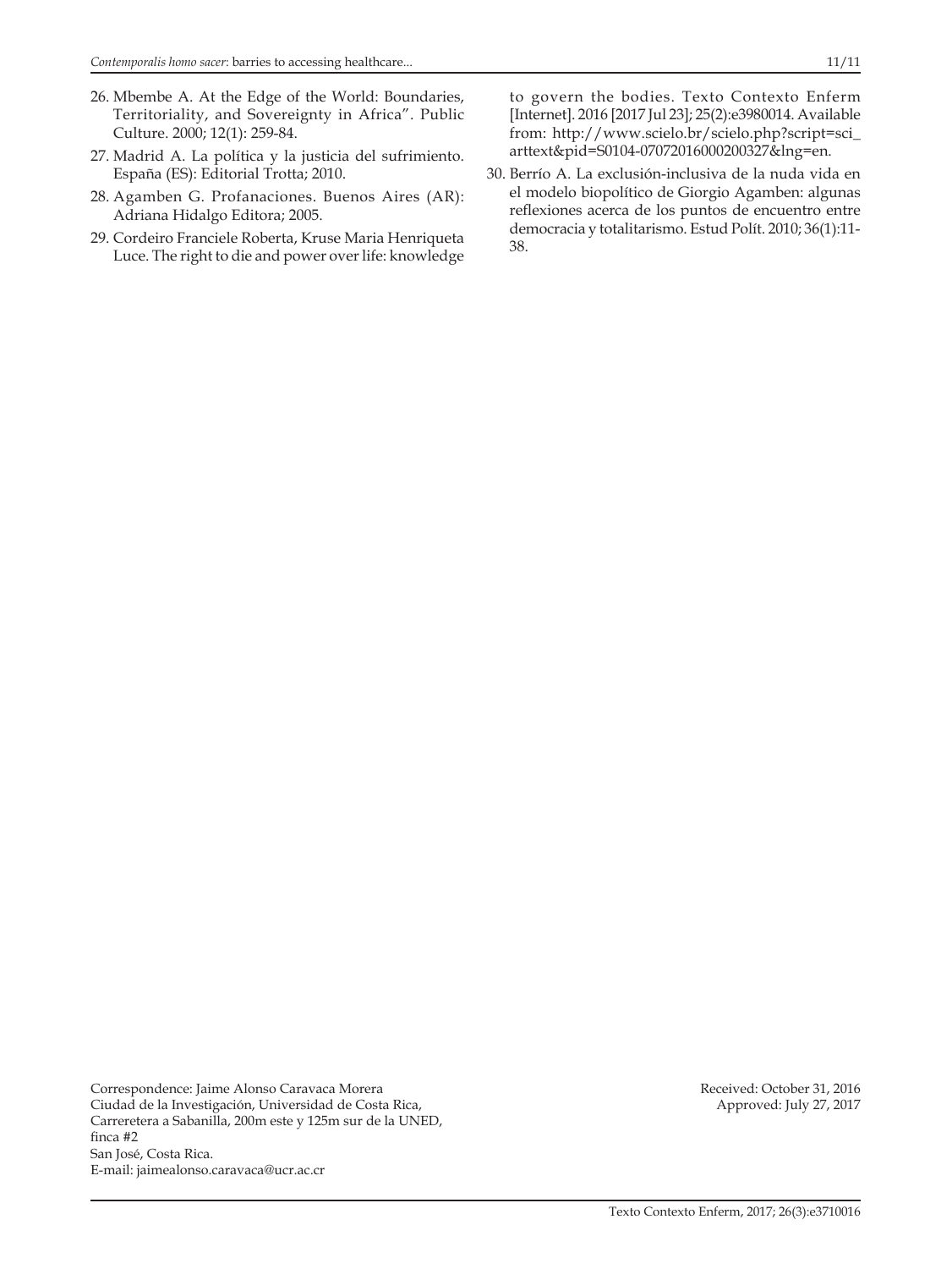26. Mbembe A. At the Edge of the World: Boundaries, Territoriality, and Sovereignty in Africa". Public Culture. 2000; 12(1): 259-84.
27. Madrid A. La política y la justicia del sufrimiento. España (ES): Editorial Trotta; 2010.
28. Agamben G. Profanaciones. Buenos Aires (AR): Adriana Hidalgo Editora; 2005.
29. Cordeiro Franciele Roberta, Kruse Maria Henriqueta Luce. The right to die and power over life: knowledge to govern the bodies. Texto Contexto Enferm [Internet]. 2016 [2017 Jul 23]; 25(2):e3980014. Available from: http://www.scielo.br/scielo.php?script=sci_arttext&pid=S0104-07072016000200327&lng=en.
30. Berrío A. La exclusión-inclusiva de la nuda vida en el modelo biopolítico de Giorgio Agamben: algunas reflexiones acerca de los puntos de encuentro entre democracia y totalitarismo. Estud Polít. 2010; 36(1):11-38.

Correspondence: Jaime Alonso Caravaca Morera
Ciudad de la Investigación, Universidad de Costa Rica,
Carreretera a Sabanilla, 200m este y 125m sur de la UNED,
finca #2
San José, Costa Rica.
E-mail: jaimealonso.caravaca@ucr.ac.cr

Received: October 31, 2016
Approved: July 27, 2017